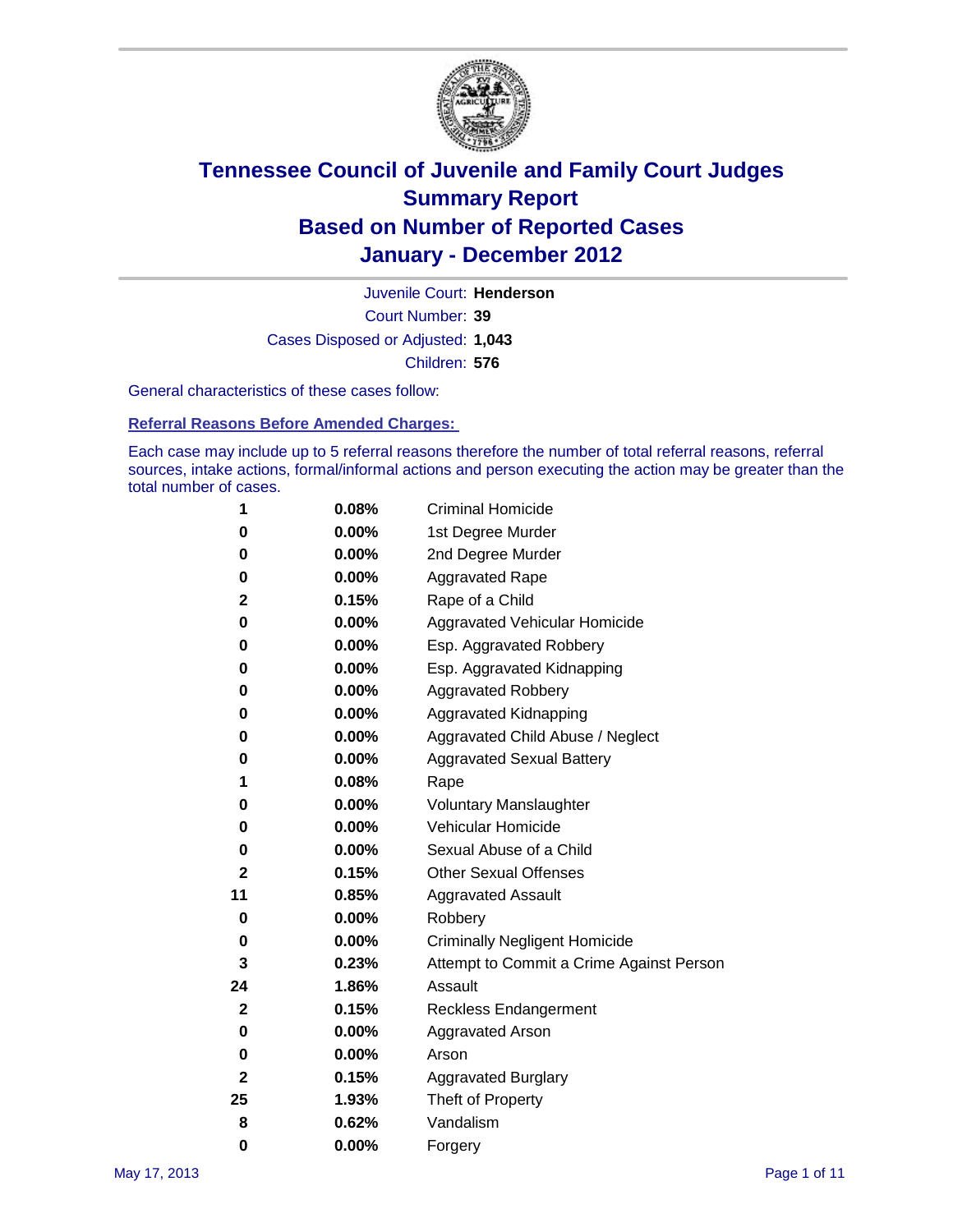# Tennessee Council of Juvenile and Family Court Judges
## Summary Report
## Based on Number of Reported Cases
## January - December 2012

Juvenile Court: **Henderson**

Court Number: **39**

Cases Disposed or Adjusted: **1,043**

Children: **576**

General characteristics of these cases follow:

### Referral Reasons Before Amended Charges:

Each case may include up to 5 referral reasons therefore the number of total referral reasons, referral sources, intake actions, formal/informal actions and person executing the action may be greater than the total number of cases.

| Count | Percent | Referral Reason |
|---|---|---|
| 1 | 0.08% | Criminal Homicide |
| 0 | 0.00% | 1st Degree Murder |
| 0 | 0.00% | 2nd Degree Murder |
| 0 | 0.00% | Aggravated Rape |
| 2 | 0.15% | Rape of a Child |
| 0 | 0.00% | Aggravated Vehicular Homicide |
| 0 | 0.00% | Esp. Aggravated Robbery |
| 0 | 0.00% | Esp. Aggravated Kidnapping |
| 0 | 0.00% | Aggravated Robbery |
| 0 | 0.00% | Aggravated Kidnapping |
| 0 | 0.00% | Aggravated Child Abuse / Neglect |
| 0 | 0.00% | Aggravated Sexual Battery |
| 1 | 0.08% | Rape |
| 0 | 0.00% | Voluntary Manslaughter |
| 0 | 0.00% | Vehicular Homicide |
| 0 | 0.00% | Sexual Abuse of a Child |
| 2 | 0.15% | Other Sexual Offenses |
| 11 | 0.85% | Aggravated Assault |
| 0 | 0.00% | Robbery |
| 0 | 0.00% | Criminally Negligent Homicide |
| 3 | 0.23% | Attempt to Commit a Crime Against Person |
| 24 | 1.86% | Assault |
| 2 | 0.15% | Reckless Endangerment |
| 0 | 0.00% | Aggravated Arson |
| 0 | 0.00% | Arson |
| 2 | 0.15% | Aggravated Burglary |
| 25 | 1.93% | Theft of Property |
| 8 | 0.62% | Vandalism |
| 0 | 0.00% | Forgery |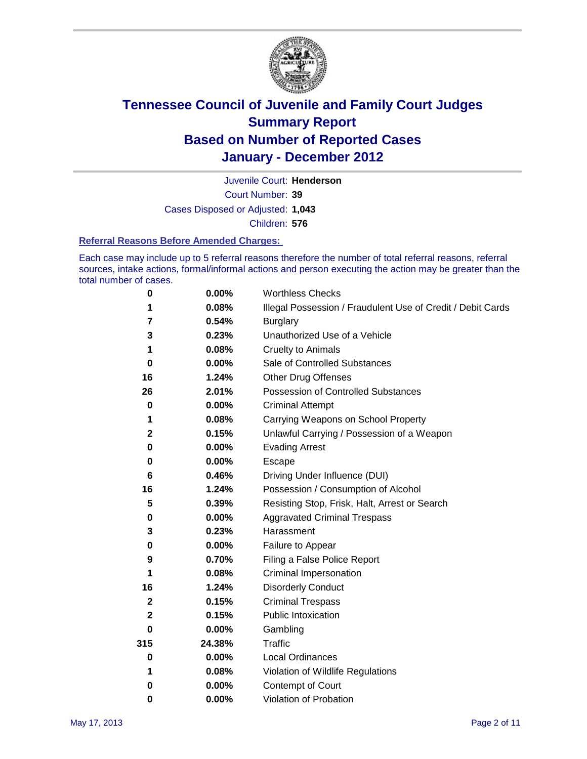# Tennessee Council of Juvenile and Family Court Judges
# Summary Report
# Based on Number of Reported Cases
# January - December 2012

Juvenile Court: **Henderson**

Court Number: **39**

Cases Disposed or Adjusted: **1,043**

Children: **576**

### Referral Reasons Before Amended Charges:

Each case may include up to 5 referral reasons therefore the number of total referral reasons, referral sources, intake actions, formal/informal actions and person executing the action may be greater than the total number of cases.

| | | |
|---|---|---|
| 0 | 0.00% | Worthless Checks |
| 1 | 0.08% | Illegal Possession / Fraudulent Use of Credit / Debit Cards |
| 7 | 0.54% | Burglary |
| 3 | 0.23% | Unauthorized Use of a Vehicle |
| 1 | 0.08% | Cruelty to Animals |
| 0 | 0.00% | Sale of Controlled Substances |
| 16 | 1.24% | Other Drug Offenses |
| 26 | 2.01% | Possession of Controlled Substances |
| 0 | 0.00% | Criminal Attempt |
| 1 | 0.08% | Carrying Weapons on School Property |
| 2 | 0.15% | Unlawful Carrying / Possession of a Weapon |
| 0 | 0.00% | Evading Arrest |
| 0 | 0.00% | Escape |
| 6 | 0.46% | Driving Under Influence (DUI) |
| 16 | 1.24% | Possession / Consumption of Alcohol |
| 5 | 0.39% | Resisting Stop, Frisk, Halt, Arrest or Search |
| 0 | 0.00% | Aggravated Criminal Trespass |
| 3 | 0.23% | Harassment |
| 0 | 0.00% | Failure to Appear |
| 9 | 0.70% | Filing a False Police Report |
| 1 | 0.08% | Criminal Impersonation |
| 16 | 1.24% | Disorderly Conduct |
| 2 | 0.15% | Criminal Trespass |
| 2 | 0.15% | Public Intoxication |
| 0 | 0.00% | Gambling |
| 315 | 24.38% | Traffic |
| 0 | 0.00% | Local Ordinances |
| 1 | 0.08% | Violation of Wildlife Regulations |
| 0 | 0.00% | Contempt of Court |
| 0 | 0.00% | Violation of Probation |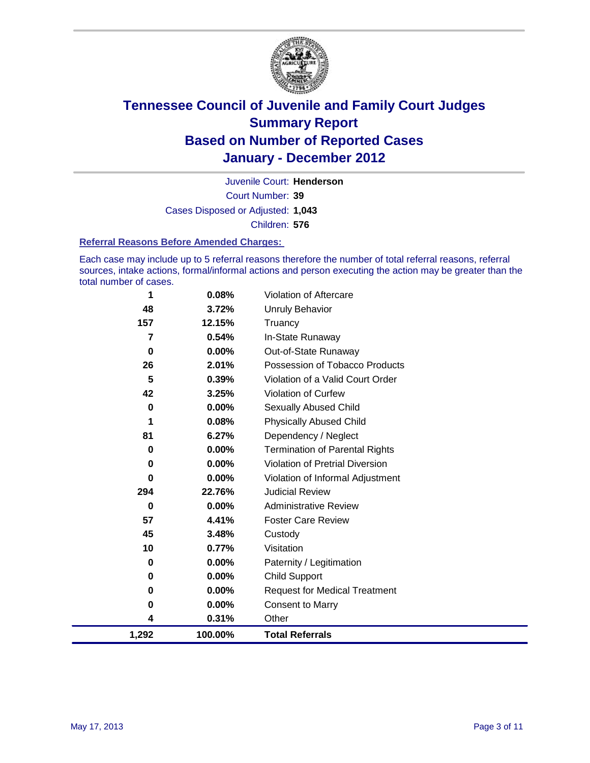# Tennessee Council of Juvenile and Family Court Judges
## Summary Report
## Based on Number of Reported Cases
## January - December 2012

Juvenile Court: **Henderson**
Court Number: **39**
Cases Disposed or Adjusted: **1,043**
Children: **576**

### Referral Reasons Before Amended Charges:

Each case may include up to 5 referral reasons therefore the number of total referral reasons, referral sources, intake actions, formal/informal actions and person executing the action may be greater than the total number of cases.

| Count | Percent | Referral Reason |
|---|---|---|
| 1 | 0.08% | Violation of Aftercare |
| 48 | 3.72% | Unruly Behavior |
| 157 | 12.15% | Truancy |
| 7 | 0.54% | In-State Runaway |
| 0 | 0.00% | Out-of-State Runaway |
| 26 | 2.01% | Possession of Tobacco Products |
| 5 | 0.39% | Violation of a Valid Court Order |
| 42 | 3.25% | Violation of Curfew |
| 0 | 0.00% | Sexually Abused Child |
| 1 | 0.08% | Physically Abused Child |
| 81 | 6.27% | Dependency / Neglect |
| 0 | 0.00% | Termination of Parental Rights |
| 0 | 0.00% | Violation of Pretrial Diversion |
| 0 | 0.00% | Violation of Informal Adjustment |
| 294 | 22.76% | Judicial Review |
| 0 | 0.00% | Administrative Review |
| 57 | 4.41% | Foster Care Review |
| 45 | 3.48% | Custody |
| 10 | 0.77% | Visitation |
| 0 | 0.00% | Paternity / Legitimation |
| 0 | 0.00% | Child Support |
| 0 | 0.00% | Request for Medical Treatment |
| 0 | 0.00% | Consent to Marry |
| 4 | 0.31% | Other |
| **1,292** | **100.00%** | **Total Referrals** |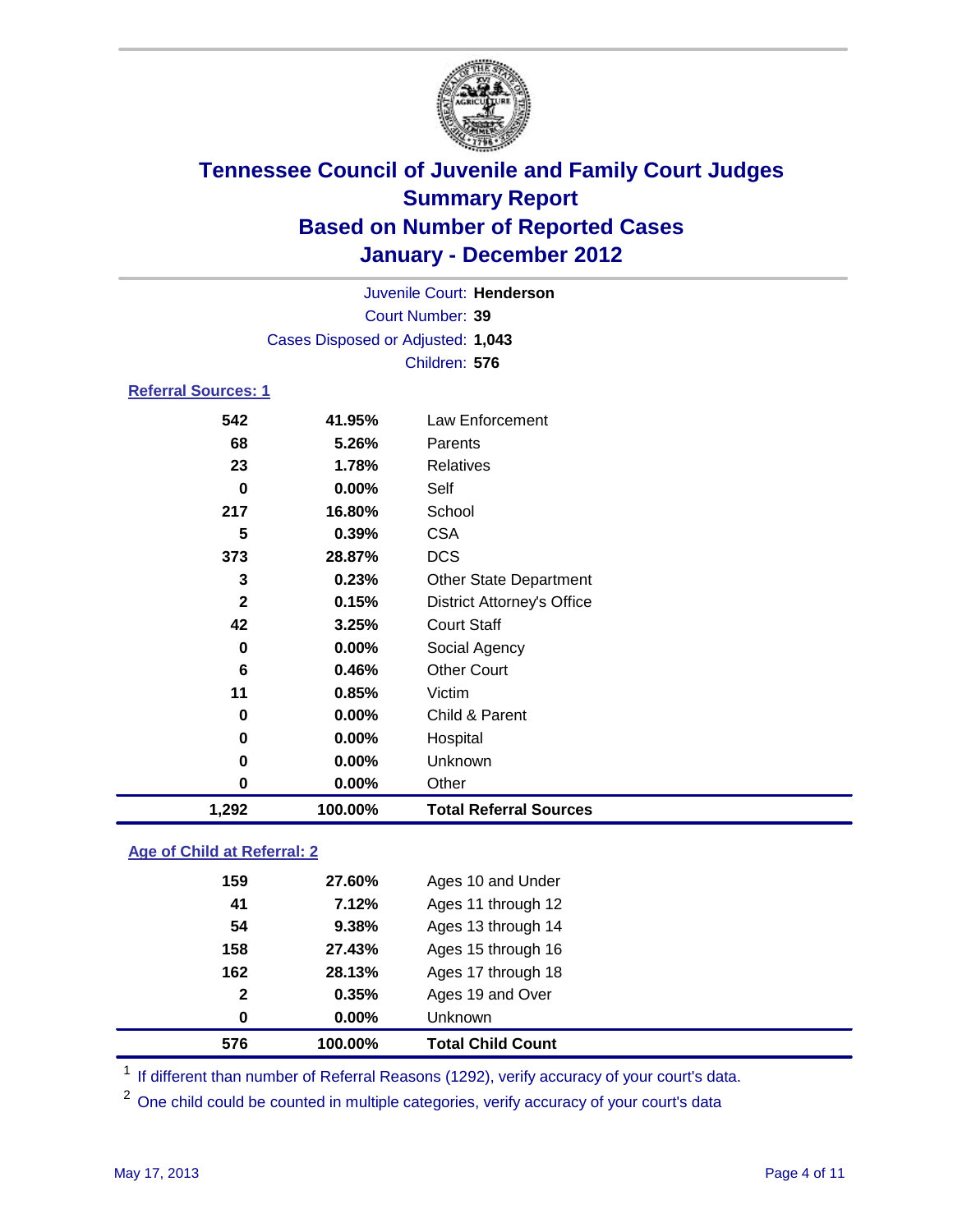# Tennessee Council of Juvenile and Family Court Judges
## Summary Report
## Based on Number of Reported Cases
## January - December 2012

Juvenile Court: **Henderson**
Court Number: **39**
Cases Disposed or Adjusted: **1,043**
Children: **576**

### Referral Sources: 1

| Count | Percent | Source |
|---|---|---|
| 542 | 41.95% | Law Enforcement |
| 68 | 5.26% | Parents |
| 23 | 1.78% | Relatives |
| 0 | 0.00% | Self |
| 217 | 16.80% | School |
| 5 | 0.39% | CSA |
| 373 | 28.87% | DCS |
| 3 | 0.23% | Other State Department |
| 2 | 0.15% | District Attorney's Office |
| 42 | 3.25% | Court Staff |
| 0 | 0.00% | Social Agency |
| 6 | 0.46% | Other Court |
| 11 | 0.85% | Victim |
| 0 | 0.00% | Child & Parent |
| 0 | 0.00% | Hospital |
| 0 | 0.00% | Unknown |
| 0 | 0.00% | Other |
| **1,292** | **100.00%** | **Total Referral Sources** |

### Age of Child at Referral: 2

| Count | Percent | Age |
|---|---|---|
| 159 | 27.60% | Ages 10 and Under |
| 41 | 7.12% | Ages 11 through 12 |
| 54 | 9.38% | Ages 13 through 14 |
| 158 | 27.43% | Ages 15 through 16 |
| 162 | 28.13% | Ages 17 through 18 |
| 2 | 0.35% | Ages 19 and Over |
| 0 | 0.00% | Unknown |
| **576** | **100.00%** | **Total Child Count** |

[1] If different than number of Referral Reasons (1292), verify accuracy of your court's data.

[2] One child could be counted in multiple categories, verify accuracy of your court's data

May 17, 2013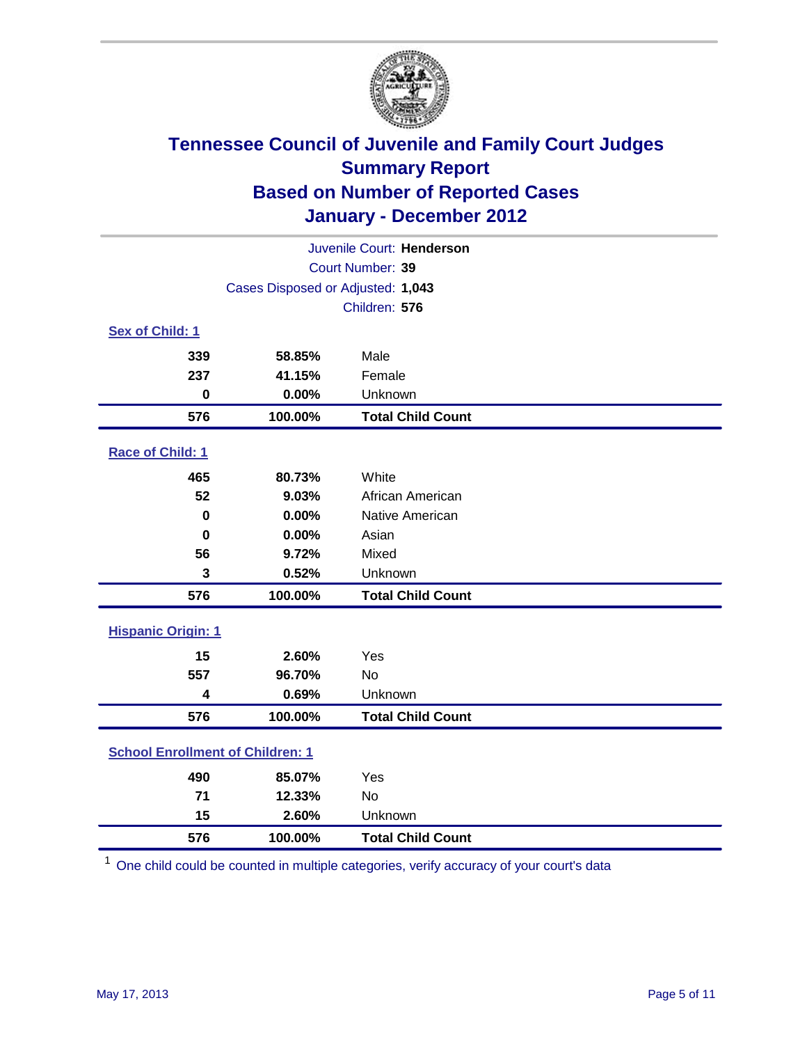# Tennessee Council of Juvenile and Family Court Judges
## Summary Report
## Based on Number of Reported Cases
## January - December 2012

Juvenile Court: **Henderson**
Court Number: **39**
Cases Disposed or Adjusted: **1,043**
Children: **576**

### Sex of Child: 1

| | | |
|---|---|---|
| 339 | 58.85% | Male |
| 237 | 41.15% | Female |
| 0 | 0.00% | Unknown |
| **576** | **100.00%** | **Total Child Count** |

### Race of Child: 1

| | | |
|---|---|---|
| 465 | 80.73% | White |
| 52 | 9.03% | African American |
| 0 | 0.00% | Native American |
| 0 | 0.00% | Asian |
| 56 | 9.72% | Mixed |
| 3 | 0.52% | Unknown |
| **576** | **100.00%** | **Total Child Count** |

### Hispanic Origin: 1

| | | |
|---|---|---|
| 15 | 2.60% | Yes |
| 557 | 96.70% | No |
| 4 | 0.69% | Unknown |
| **576** | **100.00%** | **Total Child Count** |

### School Enrollment of Children: 1

| | | |
|---|---|---|
| 490 | 85.07% | Yes |
| 71 | 12.33% | No |
| 15 | 2.60% | Unknown |
| **576** | **100.00%** | **Total Child Count** |

[1] One child could be counted in multiple categories, verify accuracy of your court's data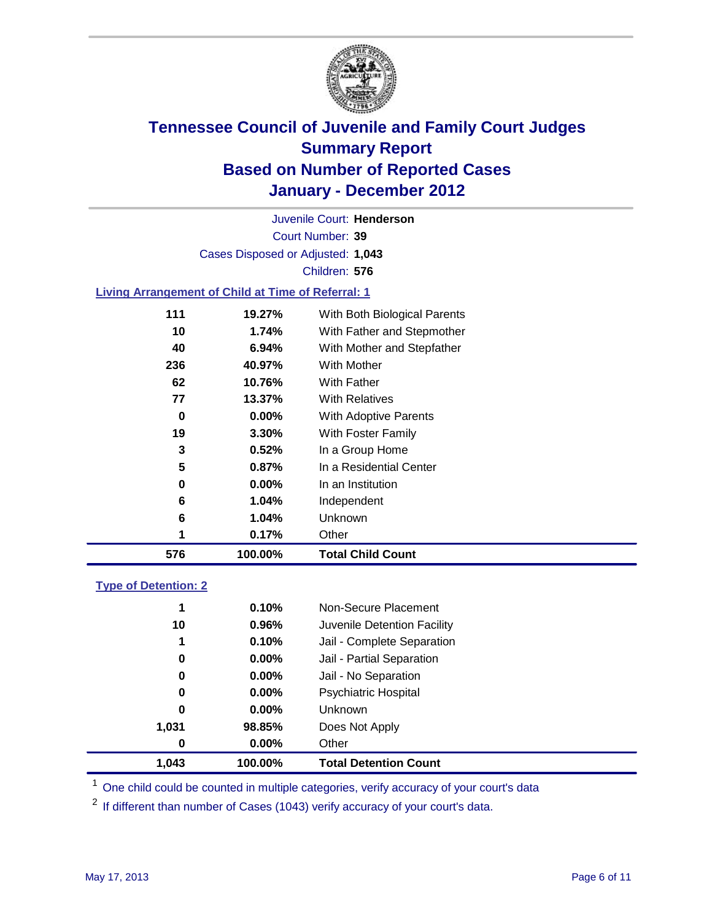# Tennessee Council of Juvenile and Family Court Judges
## Summary Report
## Based on Number of Reported Cases
## January - December 2012

Juvenile Court: **Henderson**

Court Number: **39**

Cases Disposed or Adjusted: **1,043**

Children: **576**

### Living Arrangement of Child at Time of Referral: 1

| Count | Percent | Category |
|---|---|---|
| 111 | 19.27% | With Both Biological Parents |
| 10 | 1.74% | With Father and Stepmother |
| 40 | 6.94% | With Mother and Stepfather |
| 236 | 40.97% | With Mother |
| 62 | 10.76% | With Father |
| 77 | 13.37% | With Relatives |
| 0 | 0.00% | With Adoptive Parents |
| 19 | 3.30% | With Foster Family |
| 3 | 0.52% | In a Group Home |
| 5 | 0.87% | In a Residential Center |
| 0 | 0.00% | In an Institution |
| 6 | 1.04% | Independent |
| 6 | 1.04% | Unknown |
| 1 | 0.17% | Other |
| **576** | **100.00%** | **Total Child Count** |

### Type of Detention: 2

| Count | Percent | Category |
|---|---|---|
| 1 | 0.10% | Non-Secure Placement |
| 10 | 0.96% | Juvenile Detention Facility |
| 1 | 0.10% | Jail - Complete Separation |
| 0 | 0.00% | Jail - Partial Separation |
| 0 | 0.00% | Jail - No Separation |
| 0 | 0.00% | Psychiatric Hospital |
| 0 | 0.00% | Unknown |
| 1,031 | 98.85% | Does Not Apply |
| 0 | 0.00% | Other |
| **1,043** | **100.00%** | **Total Detention Count** |

[1] One child could be counted in multiple categories, verify accuracy of your court's data

[2] If different than number of Cases (1043) verify accuracy of your court's data.

May 17, 2013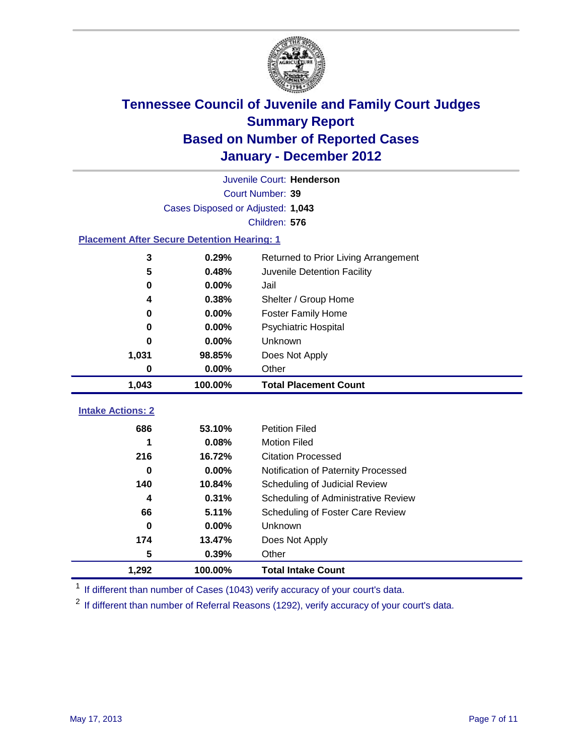# Tennessee Council of Juvenile and Family Court Judges
## Summary Report
## Based on Number of Reported Cases
## January - December 2012

Juvenile Court: **Henderson**

Court Number: **39**

Cases Disposed or Adjusted: **1,043**

Children: **576**

### Placement After Secure Detention Hearing: 1

| | | |
|---|---|---|
| 3 | 0.29% | Returned to Prior Living Arrangement |
| 5 | 0.48% | Juvenile Detention Facility |
| 0 | 0.00% | Jail |
| 4 | 0.38% | Shelter / Group Home |
| 0 | 0.00% | Foster Family Home |
| 0 | 0.00% | Psychiatric Hospital |
| 0 | 0.00% | Unknown |
| 1,031 | 98.85% | Does Not Apply |
| 0 | 0.00% | Other |
| **1,043** | **100.00%** | **Total Placement Count** |

### Intake Actions: 2

| | | |
|---|---|---|
| 686 | 53.10% | Petition Filed |
| 1 | 0.08% | Motion Filed |
| 216 | 16.72% | Citation Processed |
| 0 | 0.00% | Notification of Paternity Processed |
| 140 | 10.84% | Scheduling of Judicial Review |
| 4 | 0.31% | Scheduling of Administrative Review |
| 66 | 5.11% | Scheduling of Foster Care Review |
| 0 | 0.00% | Unknown |
| 174 | 13.47% | Does Not Apply |
| 5 | 0.39% | Other |
| **1,292** | **100.00%** | **Total Intake Count** |

[1] If different than number of Cases (1043) verify accuracy of your court's data.

[2] If different than number of Referral Reasons (1292), verify accuracy of your court's data.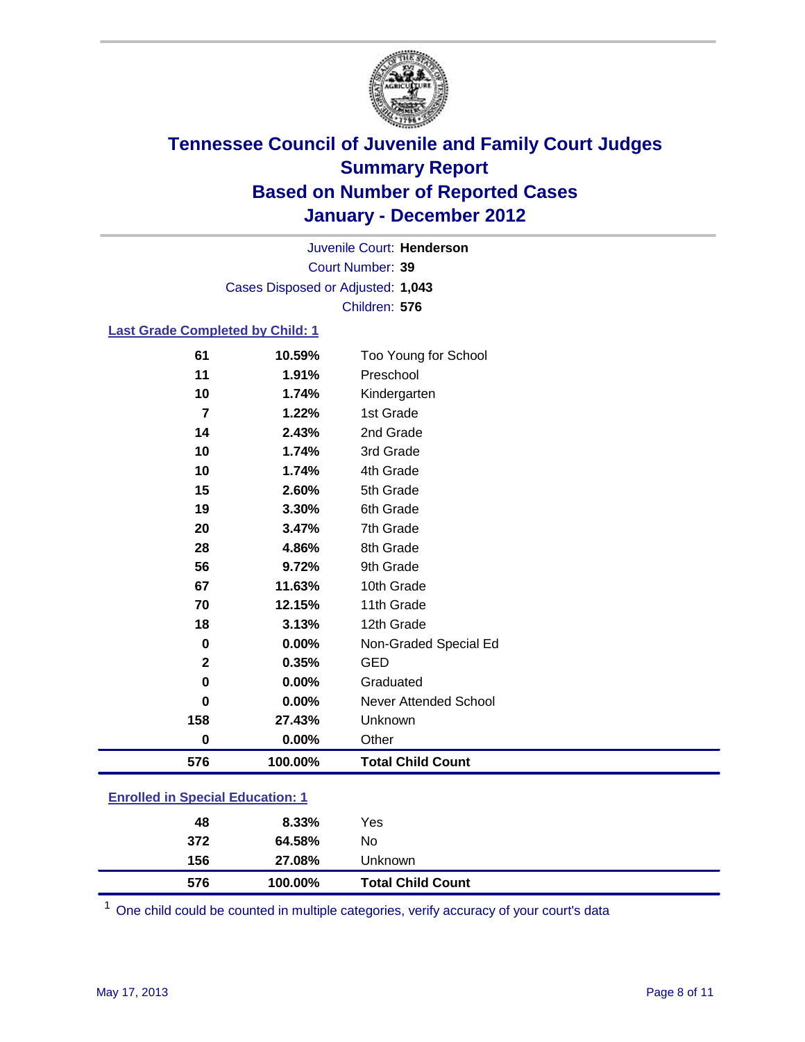# Tennessee Council of Juvenile and Family Court Judges
## Summary Report
## Based on Number of Reported Cases
## January - December 2012

Juvenile Court: **Henderson**
Court Number: **39**
Cases Disposed or Adjusted: **1,043**
Children: **576**

### Last Grade Completed by Child: 1

| Count | Percent | Category |
|---|---|---|
| 61 | 10.59% | Too Young for School |
| 11 | 1.91% | Preschool |
| 10 | 1.74% | Kindergarten |
| 7 | 1.22% | 1st Grade |
| 14 | 2.43% | 2nd Grade |
| 10 | 1.74% | 3rd Grade |
| 10 | 1.74% | 4th Grade |
| 15 | 2.60% | 5th Grade |
| 19 | 3.30% | 6th Grade |
| 20 | 3.47% | 7th Grade |
| 28 | 4.86% | 8th Grade |
| 56 | 9.72% | 9th Grade |
| 67 | 11.63% | 10th Grade |
| 70 | 12.15% | 11th Grade |
| 18 | 3.13% | 12th Grade |
| 0 | 0.00% | Non-Graded Special Ed |
| 2 | 0.35% | GED |
| 0 | 0.00% | Graduated |
| 0 | 0.00% | Never Attended School |
| 158 | 27.43% | Unknown |
| 0 | 0.00% | Other |
| **576** | **100.00%** | **Total Child Count** |

### Enrolled in Special Education: 1

| Count | Percent | Category |
|---|---|---|
| 48 | 8.33% | Yes |
| 372 | 64.58% | No |
| 156 | 27.08% | Unknown |
| **576** | **100.00%** | **Total Child Count** |

[1] One child could be counted in multiple categories, verify accuracy of your court's data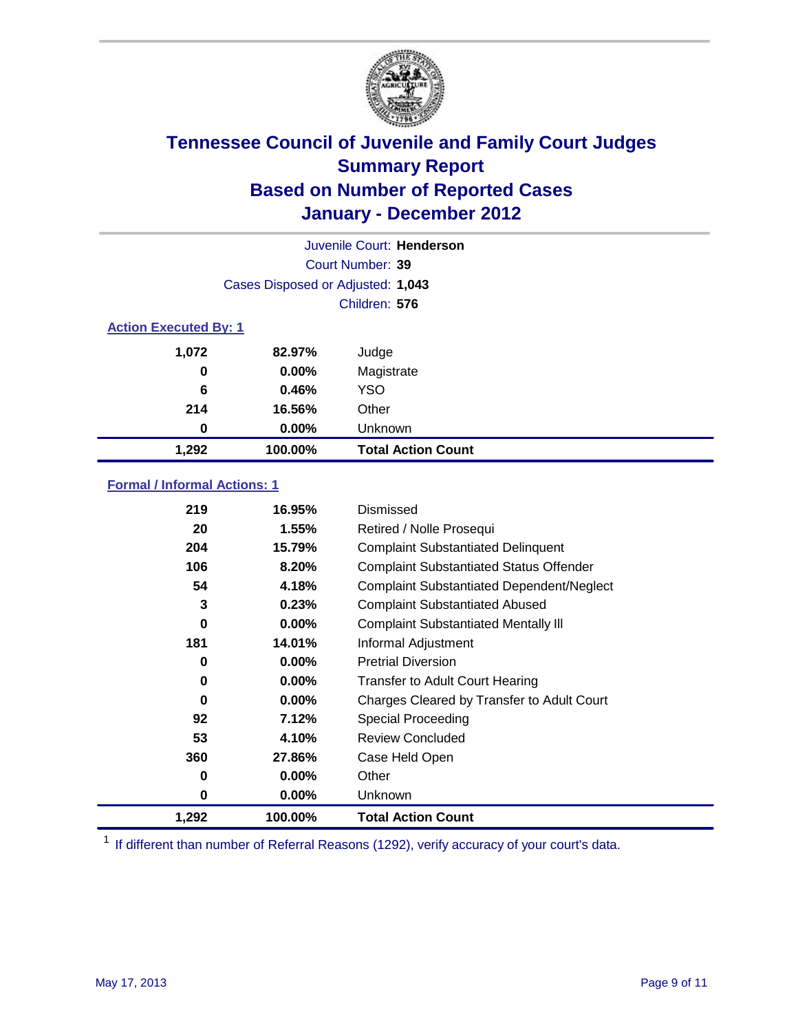# Tennessee Council of Juvenile and Family Court Judges
## Summary Report
## Based on Number of Reported Cases
## January - December 2012

Juvenile Court: **Henderson**

Court Number: **39**

Cases Disposed or Adjusted: **1,043**

Children: **576**

### Action Executed By: 1

| | | |
|---|---|---|
| 1,072 | 82.97% | Judge |
| 0 | 0.00% | Magistrate |
| 6 | 0.46% | YSO |
| 214 | 16.56% | Other |
| 0 | 0.00% | Unknown |
| **1,292** | **100.00%** | **Total Action Count** |

### Formal / Informal Actions: 1

| | | |
|---|---|---|
| 219 | 16.95% | Dismissed |
| 20 | 1.55% | Retired / Nolle Prosequi |
| 204 | 15.79% | Complaint Substantiated Delinquent |
| 106 | 8.20% | Complaint Substantiated Status Offender |
| 54 | 4.18% | Complaint Substantiated Dependent/Neglect |
| 3 | 0.23% | Complaint Substantiated Abused |
| 0 | 0.00% | Complaint Substantiated Mentally Ill |
| 181 | 14.01% | Informal Adjustment |
| 0 | 0.00% | Pretrial Diversion |
| 0 | 0.00% | Transfer to Adult Court Hearing |
| 0 | 0.00% | Charges Cleared by Transfer to Adult Court |
| 92 | 7.12% | Special Proceeding |
| 53 | 4.10% | Review Concluded |
| 360 | 27.86% | Case Held Open |
| 0 | 0.00% | Other |
| 0 | 0.00% | Unknown |
| **1,292** | **100.00%** | **Total Action Count** |

[1] If different than number of Referral Reasons (1292), verify accuracy of your court's data.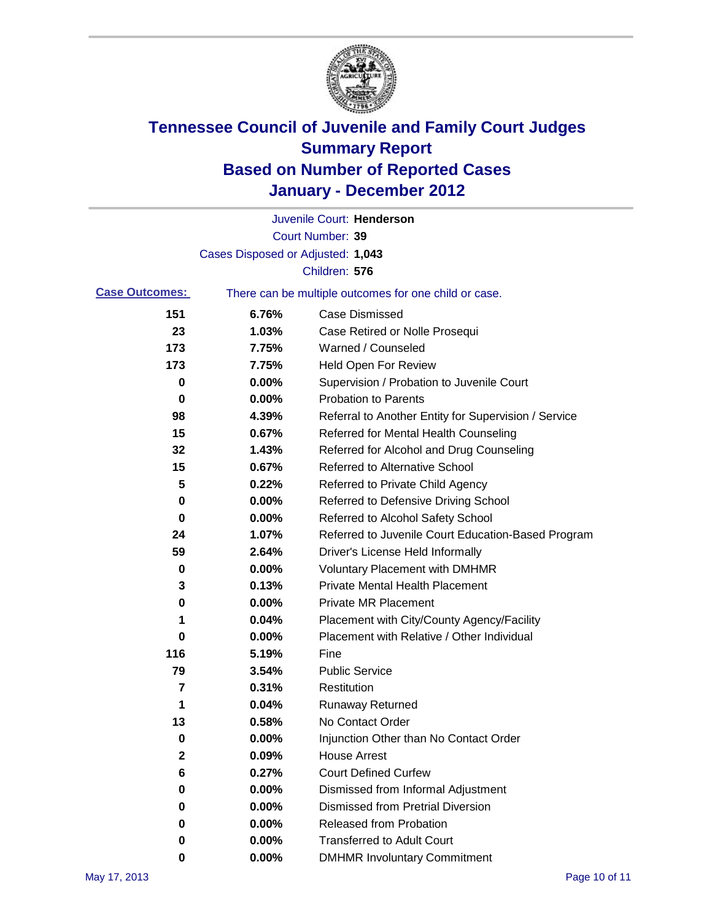# Tennessee Council of Juvenile and Family Court Judges
## Summary Report
## Based on Number of Reported Cases
## January - December 2012

Juvenile Court: **Henderson**
Court Number: **39**
Cases Disposed or Adjusted: **1,043**
Children: **576**

**Case Outcomes:** There can be multiple outcomes for one child or case.

| | | |
|---|---|---|
| 151 | 6.76% | Case Dismissed |
| 23 | 1.03% | Case Retired or Nolle Prosequi |
| 173 | 7.75% | Warned / Counseled |
| 173 | 7.75% | Held Open For Review |
| 0 | 0.00% | Supervision / Probation to Juvenile Court |
| 0 | 0.00% | Probation to Parents |
| 98 | 4.39% | Referral to Another Entity for Supervision / Service |
| 15 | 0.67% | Referred for Mental Health Counseling |
| 32 | 1.43% | Referred for Alcohol and Drug Counseling |
| 15 | 0.67% | Referred to Alternative School |
| 5 | 0.22% | Referred to Private Child Agency |
| 0 | 0.00% | Referred to Defensive Driving School |
| 0 | 0.00% | Referred to Alcohol Safety School |
| 24 | 1.07% | Referred to Juvenile Court Education-Based Program |
| 59 | 2.64% | Driver's License Held Informally |
| 0 | 0.00% | Voluntary Placement with DMHMR |
| 3 | 0.13% | Private Mental Health Placement |
| 0 | 0.00% | Private MR Placement |
| 1 | 0.04% | Placement with City/County Agency/Facility |
| 0 | 0.00% | Placement with Relative / Other Individual |
| 116 | 5.19% | Fine |
| 79 | 3.54% | Public Service |
| 7 | 0.31% | Restitution |
| 1 | 0.04% | Runaway Returned |
| 13 | 0.58% | No Contact Order |
| 0 | 0.00% | Injunction Other than No Contact Order |
| 2 | 0.09% | House Arrest |
| 6 | 0.27% | Court Defined Curfew |
| 0 | 0.00% | Dismissed from Informal Adjustment |
| 0 | 0.00% | Dismissed from Pretrial Diversion |
| 0 | 0.00% | Released from Probation |
| 0 | 0.00% | Transferred to Adult Court |
| 0 | 0.00% | DMHMR Involuntary Commitment |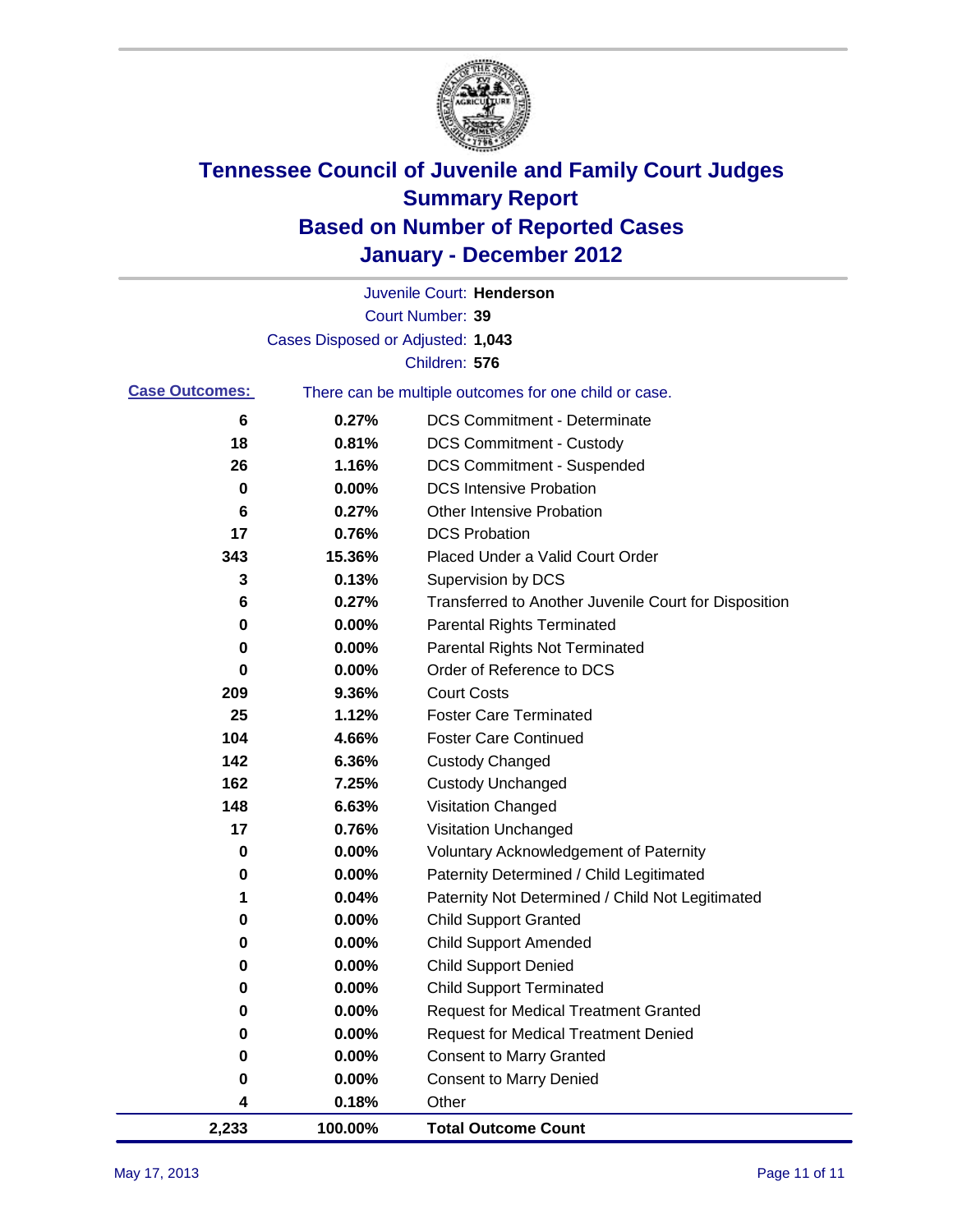# Tennessee Council of Juvenile and Family Court Judges
## Summary Report
## Based on Number of Reported Cases
## January - December 2012

Juvenile Court: **Henderson**

Court Number: **39**

Cases Disposed or Adjusted: **1,043**

Children: **576**

**Case Outcomes:** There can be multiple outcomes for one child or case.

| | | |
|---|---|---|
| 6 | 0.27% | DCS Commitment - Determinate |
| 18 | 0.81% | DCS Commitment - Custody |
| 26 | 1.16% | DCS Commitment - Suspended |
| 0 | 0.00% | DCS Intensive Probation |
| 6 | 0.27% | Other Intensive Probation |
| 17 | 0.76% | DCS Probation |
| 343 | 15.36% | Placed Under a Valid Court Order |
| 3 | 0.13% | Supervision by DCS |
| 6 | 0.27% | Transferred to Another Juvenile Court for Disposition |
| 0 | 0.00% | Parental Rights Terminated |
| 0 | 0.00% | Parental Rights Not Terminated |
| 0 | 0.00% | Order of Reference to DCS |
| 209 | 9.36% | Court Costs |
| 25 | 1.12% | Foster Care Terminated |
| 104 | 4.66% | Foster Care Continued |
| 142 | 6.36% | Custody Changed |
| 162 | 7.25% | Custody Unchanged |
| 148 | 6.63% | Visitation Changed |
| 17 | 0.76% | Visitation Unchanged |
| 0 | 0.00% | Voluntary Acknowledgement of Paternity |
| 0 | 0.00% | Paternity Determined / Child Legitimated |
| 1 | 0.04% | Paternity Not Determined / Child Not Legitimated |
| 0 | 0.00% | Child Support Granted |
| 0 | 0.00% | Child Support Amended |
| 0 | 0.00% | Child Support Denied |
| 0 | 0.00% | Child Support Terminated |
| 0 | 0.00% | Request for Medical Treatment Granted |
| 0 | 0.00% | Request for Medical Treatment Denied |
| 0 | 0.00% | Consent to Marry Granted |
| 0 | 0.00% | Consent to Marry Denied |
| 4 | 0.18% | Other |
| **2,233** | **100.00%** | **Total Outcome Count** |